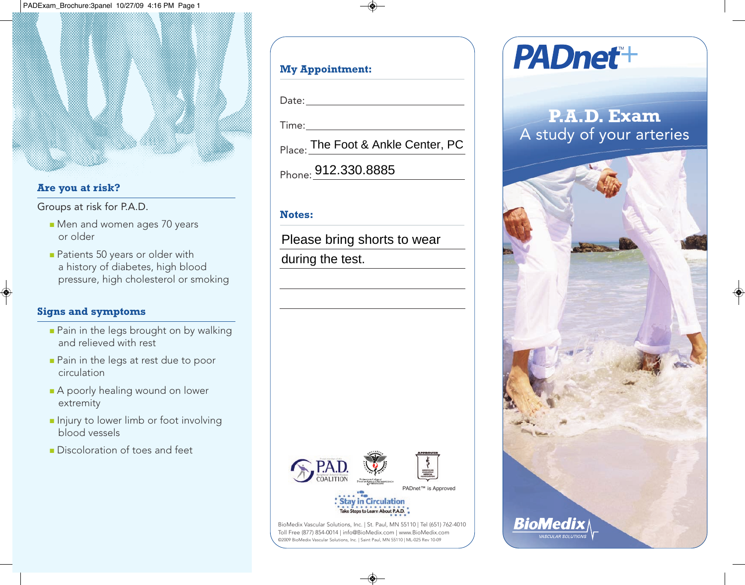## Are you at risk?

Groups at risk for P.A.D.

- Men and women ages 70 years or older
- Patients 50 years or older with a history of diabetes, high blood pressure, high cholesterol or smoking

## Signs and symptoms

- Pain in the legs brought on by walking and relieved with rest
- Pain in the legs at rest due to poor circulation
- A poorly healing wound on lower extremity
- Injury to lower limb or foot involving blood vessels
- Discoloration of toes and feet

## My Appointment:

Date: ____________________

Time: ____________________

Place: The Foot & Ankle Center, PC

Phone: 912.330.8885

## Notes:

Please bring shorts to wear during the test.

P.A.D. Coalition

PADnet™ is Approved

Stay in Circulation — Take Steps to Learn About P.A.D.

BioMedix Vascular Solutions, Inc. | St. Paul, MN 55110 | Tel (651) 762-4010
Toll Free (877) 854-0014 | info@BioMedix.com | www.BioMedix.com
©2009 BioMedix Vascular Solutions, Inc. | Saint Paul, MN 55110 | ML-025 Rev 10-09

# PADnet™+

## P.A.D. Exam

A study of your arteries

BioMedix VASCULAR SOLUTIONS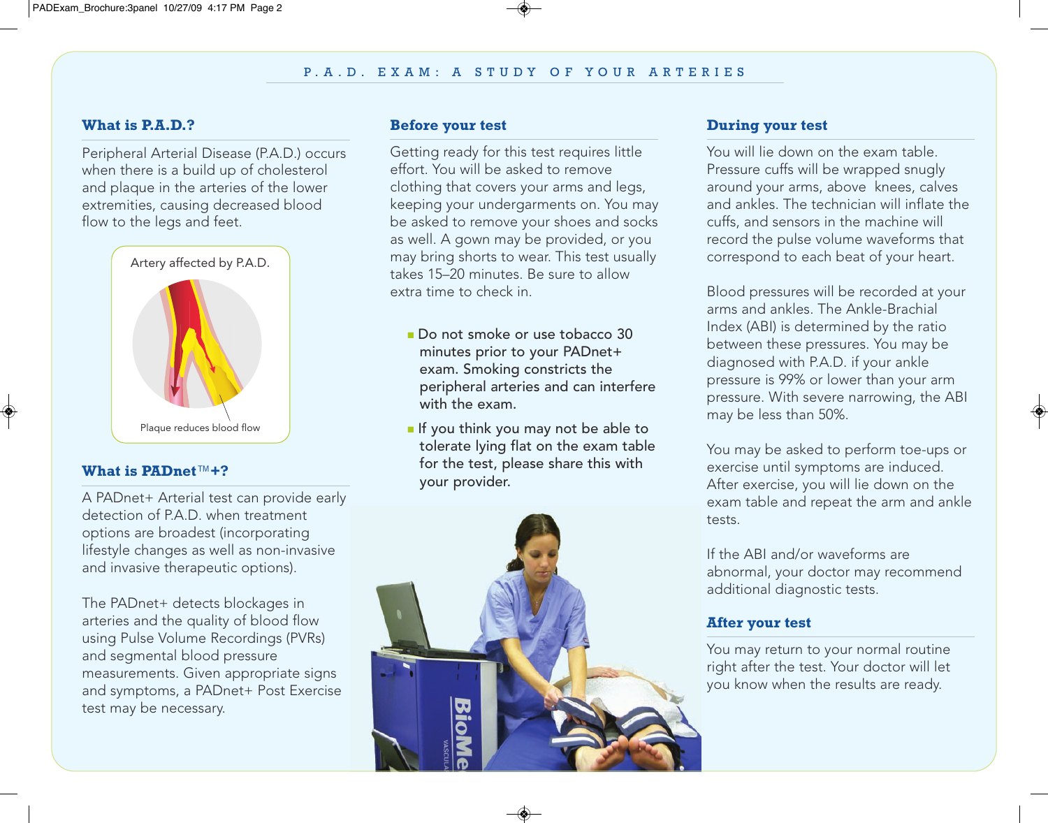## P.A.D. EXAM: A STUDY OF YOUR ARTERIES

### What is P.A.D.?

Peripheral Arterial Disease (P.A.D.) occurs when there is a build up of cholesterol and plaque in the arteries of the lower extremities, causing decreased blood flow to the legs and feet.

Artery affected by P.A.D.

Plaque reduces blood flow

### What is PADnet™+?

A PADnet+ Arterial test can provide early detection of P.A.D. when treatment options are broadest (incorporating lifestyle changes as well as non-invasive and invasive therapeutic options).

The PADnet+ detects blockages in arteries and the quality of blood flow using Pulse Volume Recordings (PVRs) and segmental blood pressure measurements. Given appropriate signs and symptoms, a PADnet+ Post Exercise test may be necessary.

### Before your test

Getting ready for this test requires little effort. You will be asked to remove clothing that covers your arms and legs, keeping your undergarments on. You may be asked to remove your shoes and socks as well. A gown may be provided, or you may bring shorts to wear. This test usually takes 15–20 minutes. Be sure to allow extra time to check in.

- Do not smoke or use tobacco 30 minutes prior to your PADnet+ exam. Smoking constricts the peripheral arteries and can interfere with the exam.
- If you think you may not be able to tolerate lying flat on the exam table for the test, please share this with your provider.

### During your test

You will lie down on the exam table. Pressure cuffs will be wrapped snugly around your arms, above knees, calves and ankles. The technician will inflate the cuffs, and sensors in the machine will record the pulse volume waveforms that correspond to each beat of your heart.

Blood pressures will be recorded at your arms and ankles. The Ankle-Brachial Index (ABI) is determined by the ratio between these pressures. You may be diagnosed with P.A.D. if your ankle pressure is 99% or lower than your arm pressure. With severe narrowing, the ABI may be less than 50%.

You may be asked to perform toe-ups or exercise until symptoms are induced. After exercise, you will lie down on the exam table and repeat the arm and ankle tests.

If the ABI and/or waveforms are abnormal, your doctor may recommend additional diagnostic tests.

### After your test

You may return to your normal routine right after the test. Your doctor will let you know when the results are ready.